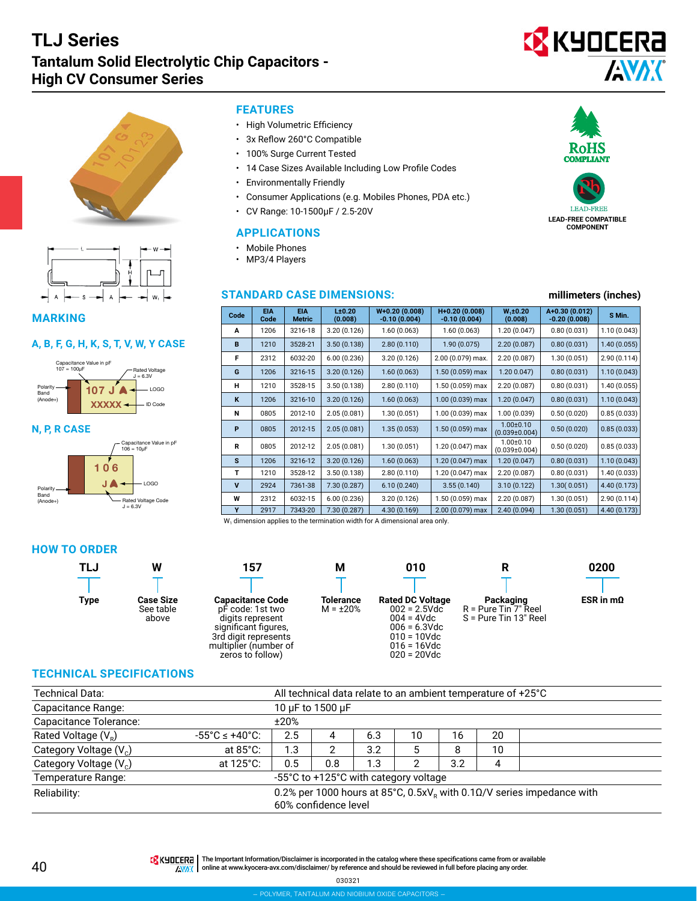# TLJ Series

## Tantalum Solid Electrolytic Chip Capacitors - High CV Consumer Series

### FEATURES

- High Volumetric Efficiency
- 3x Reflow 260°C Compatible
- 100% Surge Current Tested
- 14 Case Sizes Available Including Low Profile Codes
- Environmentally Friendly
- Consumer Applications (e.g. Mobiles Phones, PDA etc.)
- CV Range: 10-1500μF / 2.5-20V

RoHS COMPLIANT

LEAD-FREE COMPATIBLE COMPONENT

### APPLICATIONS

- Mobile Phones
- MP3/4 Players

### STANDARD CASE DIMENSIONS:

millimeters (inches)

| Code | EIA Code | EIA Metric | L±0.20 (0.008) | W+0.20 (0.008) -0.10 (0.004) | H+0.20 (0.008) -0.10 (0.004) | $W_1$±0.20 (0.008) | A+0.30 (0.012) -0.20 (0.008) | S Min. |
|---|---|---|---|---|---|---|---|---|
| A | 1206 | 3216-18 | 3.20 (0.126) | 1.60 (0.063) | 1.60 (0.063) | 1.20 (0.047) | 0.80 (0.031) | 1.10 (0.043) |
| B | 1210 | 3528-21 | 3.50 (0.138) | 2.80 (0.110) | 1.90 (0.075) | 2.20 (0.087) | 0.80 (0.031) | 1.40 (0.055) |
| F | 2312 | 6032-20 | 6.00 (0.236) | 3.20 (0.126) | 2.00 (0.079) max. | 2.20 (0.087) | 1.30 (0.051) | 2.90 (0.114) |
| G | 1206 | 3216-15 | 3.20 (0.126) | 1.60 (0.063) | 1.50 (0.059) max | 1.20 0.047) | 0.80 (0.031) | 1.10 (0.043) |
| H | 1210 | 3528-15 | 3.50 (0.138) | 2.80 (0.110) | 1.50 (0.059) max | 2.20 (0.087) | 0.80 (0.031) | 1.40 (0.055) |
| K | 1206 | 3216-10 | 3.20 (0.126) | 1.60 (0.063) | 1.00 (0.039) max | 1.20 (0.047) | 0.80 (0.031) | 1.10 (0.043) |
| N | 0805 | 2012-10 | 2.05 (0.081) | 1.30 (0.051) | 1.00 (0.039) max | 1.00 (0.039) | 0.50 (0.020) | 0.85 (0.033) |
| P | 0805 | 2012-15 | 2.05 (0.081) | 1.35 (0.053) | 1.50 (0.059) max | 1.00±0.10 (0.039±0.004) | 0.50 (0.020) | 0.85 (0.033) |
| R | 0805 | 2012-12 | 2.05 (0.081) | 1.30 (0.051) | 1.20 (0.047) max | 1.00±0.10 (0.039±0.004) | 0.50 (0.020) | 0.85 (0.033) |
| S | 1206 | 3216-12 | 3.20 (0.126) | 1.60 (0.063) | 1.20 (0.047) max | 1.20 (0.047) | 0.80 (0.031) | 1.10 (0.043) |
| T | 1210 | 3528-12 | 3.50 (0.138) | 2.80 (0.110) | 1.20 (0.047) max | 2.20 (0.087) | 0.80 (0.031) | 1.40 (0.055) |
| V | 2924 | 7361-38 | 7.30 (0.287) | 6.10 (0.240) | 3.55 (0.140) | 3.10 (0.122) | 1.30( 0.051) | 4.40 (0.173) |
| W | 2312 | 6032-15 | 6.00 (0.236) | 3.20 (0.126) | 1.50 (0.059) max | 2.20 (0.087) | 1.30 (0.051) | 2.90 (0.114) |
| Y | 2917 | 7343-20 | 7.30 (0.287) | 4.30 (0.169) | 2.00 (0.079) max | 2.40 (0.094) | 1.30 (0.051) | 4.40 (0.173) |

$W_1$ dimension applies to the termination width for A dimensional area only.

### MARKING

#### A, B, F, G, H, K, S, T, V, W, Y CASE

Capacitance Value in pF 107 = 100μF; Rated Voltage J = 6.3V; LOGO; ID Code; Polarity Band (Anode+)

107 J
XXXXX

#### N, P, R CASE

Capacitance Value in pF 106 = 10μF; LOGO; Rated Voltage Code J = 6.3V; Polarity Band (Anode+)

106
J

### HOW TO ORDER

| TLJ | W | 157 | M | 010 | R | 0200 |
|---|---|---|---|---|---|---|
| **Type** | **Case Size** See table above | **Capacitance Code** pF code: 1st two digits represent significant figures, 3rd digit represents multiplier (number of zeros to follow) | **Tolerance** M = ±20% | **Rated DC Voltage** 002 = 2.5Vdc, 004 = 4Vdc, 006 = 6.3Vdc, 010 = 10Vdc, 016 = 16Vdc, 020 = 20Vdc | **Packaging** R = Pure Tin 7" Reel, S = Pure Tin 13" Reel | **ESR in mΩ** |

### TECHNICAL SPECIFICATIONS

| Technical Data: | | All technical data relate to an ambient temperature of +25°C | | | | | |
|---|---|---|---|---|---|---|---|
| Capacitance Range: | | 10 μF to 1500 μF | | | | | |
| Capacitance Tolerance: | | ±20% | | | | | |
| Rated Voltage ($V_R$) | -55°C ≤ +40°C: | 2.5 | 4 | 6.3 | 10 | 16 | 20 |
| Category Voltage ($V_C$) | at 85°C: | 1.3 | 2 | 3.2 | 5 | 8 | 10 |
| Category Voltage ($V_C$) | at 125°C: | 0.5 | 0.8 | 1.3 | 2 | 3.2 | 4 |
| Temperature Range: | | -55°C to +125°C with category voltage | | | | | |
| Reliability: | | 0.2% per 1000 hours at 85°C, $0.5xV_R$ with 0.1Ω/V series impedance with 60% confidence level | | | | | |

The Important Information/Disclaimer is incorporated in the catalog where these specifications came from or available online at www.kyocera-avx.com/disclaimer/ by reference and should be reviewed in full before placing any order.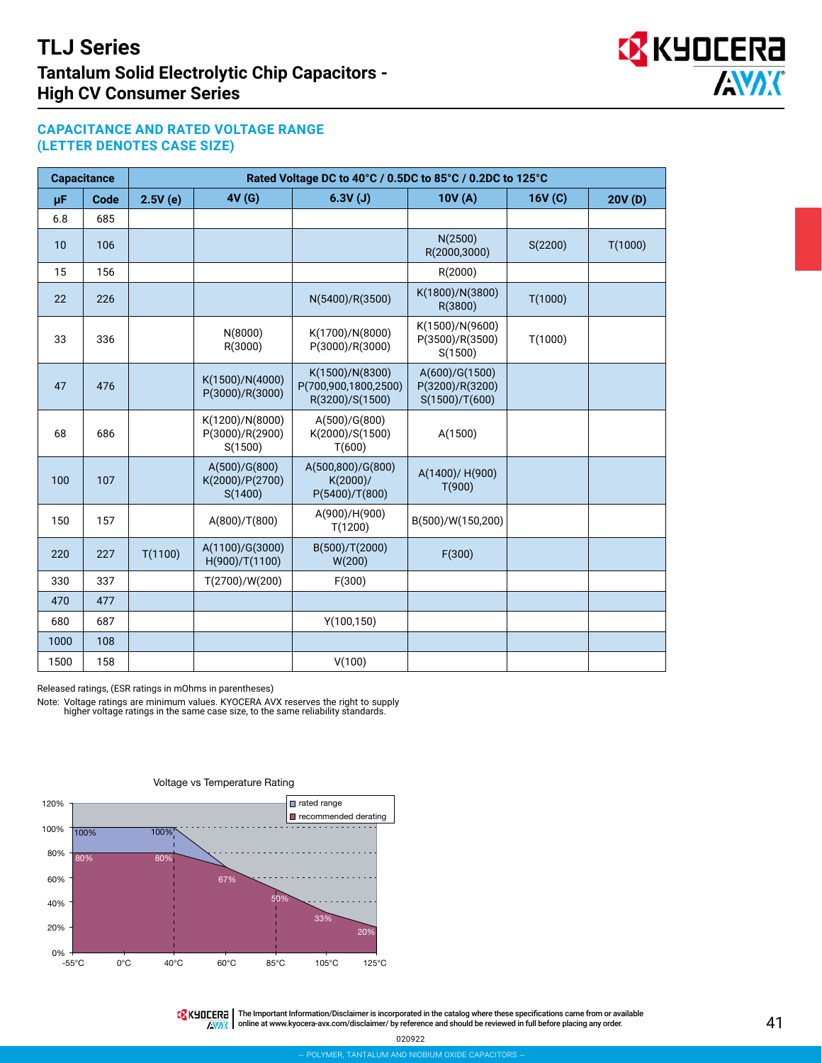# TLJ Series

## Tantalum Solid Electrolytic Chip Capacitors - High CV Consumer Series

### CAPACITANCE AND RATED VOLTAGE RANGE (LETTER DENOTES CASE SIZE)

| Capacitance | | Rated Voltage DC to 40°C / 0.5DC to 85°C / 0.2DC to 125°C | | | | | |
|---|---|---|---|---|---|---|---|
| μF | Code | 2.5V (e) | 4V (G) | 6.3V (J) | 10V (A) | 16V (C) | 20V (D) |
| 6.8 | 685 | | | | | | |
| 10 | 106 | | | | N(2500) R(2000,3000) | S(2200) | T(1000) |
| 15 | 156 | | | | R(2000) | | |
| 22 | 226 | | | N(5400)/R(3500) | K(1800)/N(3800) R(3800) | T(1000) | |
| 33 | 336 | | N(8000) R(3000) | K(1700)/N(8000) P(3000)/R(3000) | K(1500)/N(9600) P(3500)/R(3500) S(1500) | T(1000) | |
| 47 | 476 | | K(1500)/N(4000) P(3000)/R(3000) | K(1500)/N(8300) P(700,900,1800,2500) R(3200)/S(1500) | A(600)/G(1500) P(3200)/R(3200) S(1500)/T(600) | | |
| 68 | 686 | | K(1200)/N(8000) P(3000)/R(2900) S(1500) | A(500)/G(800) K(2000)/S(1500) T(600) | A(1500) | | |
| 100 | 107 | | A(500)/G(800) K(2000)/P(2700) S(1400) | A(500,800)/G(800) K(2000)/ P(5400)/T(800) | A(1400)/ H(900) T(900) | | |
| 150 | 157 | | A(800)/T(800) | A(900)/H(900) T(1200) | B(500)/W(150,200) | | |
| 220 | 227 | T(1100) | A(1100)/G(3000) H(900)/T(1100) | B(500)/T(2000) W(200) | F(300) | | |
| 330 | 337 | | T(2700)/W(200) | F(300) | | | |
| 470 | 477 | | | | | | |
| 680 | 687 | | | Y(100,150) | | | |
| 1000 | 108 | | | | | | |
| 1500 | 158 | | | V(100) | | | |

Released ratings, (ESR ratings in mOhms in parentheses)

Note: Voltage ratings are minimum values. KYOCERA AVX reserves the right to supply higher voltage ratings in the same case size, to the same reliability standards.

Voltage vs Temperature Rating

| Temperature | Rated range | Recommended derating |
|---|---|---|
| -55°C | 100% | 80% |
| 40°C | 100% | 80% |
| 60°C | 67% | 67% |
| 85°C | 50% | 50% |
| 105°C | 33% | 33% |
| 125°C | 20% | 20% |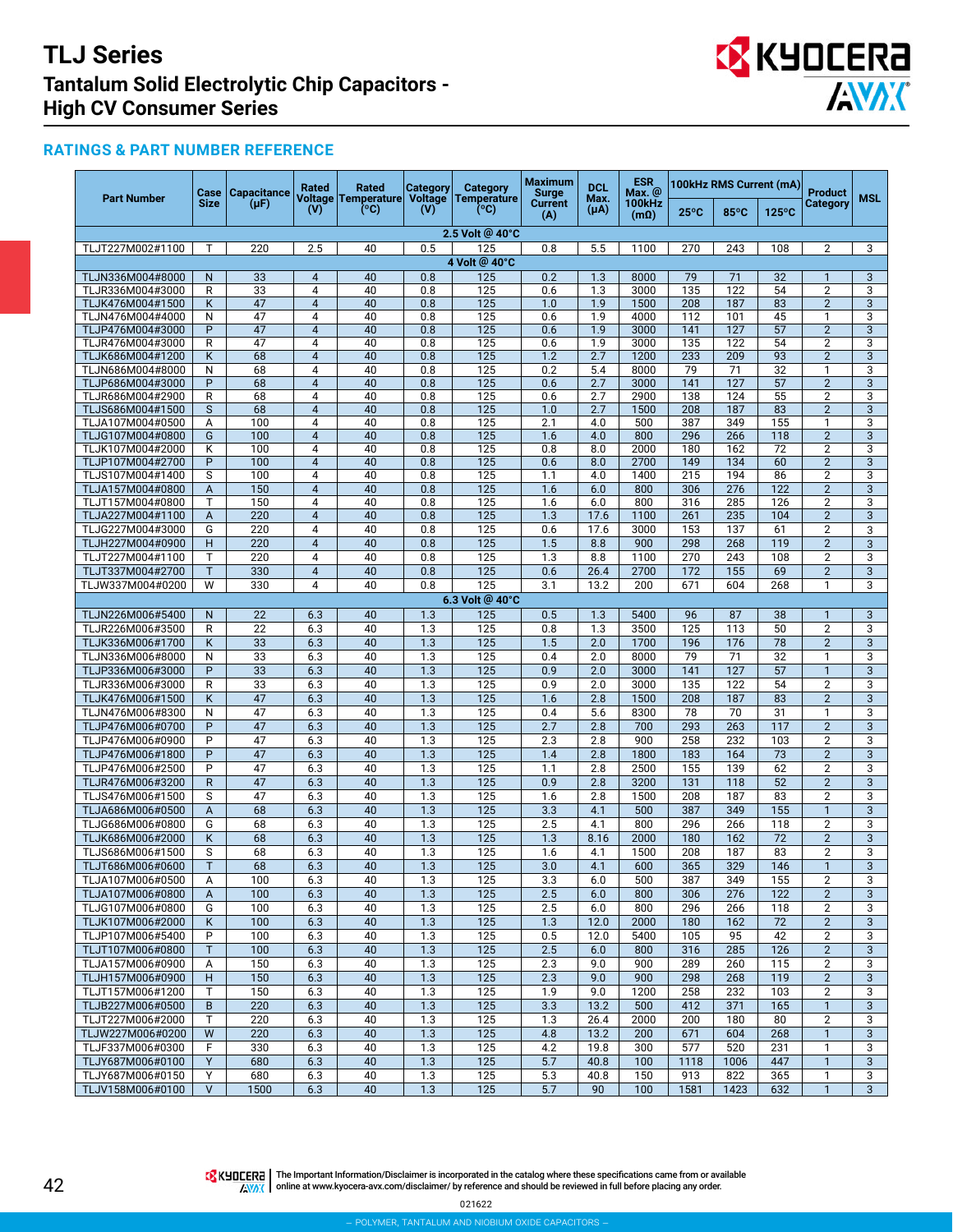# TLJ Series

## Tantalum Solid Electrolytic Chip Capacitors - High CV Consumer Series

### RATINGS & PART NUMBER REFERENCE

| Part Number | Case Size | Capacitance (μF) | Rated Voltage (V) | Rated Temperature (°C) | Category Voltage (V) | Category Temperature (°C) | Maximum Surge Current (A) | DCL Max. (μA) | ESR Max. @ 100kHz (mΩ) | 100kHz RMS Current (mA) | | | Product Category | MSL |
|---|---|---|---|---|---|---|---|---|---|---|---|---|---|---|
| | | | | | | | | | | 25°C | 85°C | 125°C | | |
| **2.5 Volt @ 40°C** | | | | | | | | | | | | | | |
| TLJT227M002#1100 | T | 220 | 2.5 | 40 | 0.5 | 125 | 0.8 | 5.5 | 1100 | 270 | 243 | 108 | 2 | 3 |
| **4 Volt @ 40°C** | | | | | | | | | | | | | | |
| TLJN336M004#8000 | N | 33 | 4 | 40 | 0.8 | 125 | 0.2 | 1.3 | 8000 | 79 | 71 | 32 | 1 | 3 |
| TLJR336M004#3000 | R | 33 | 4 | 40 | 0.8 | 125 | 0.6 | 1.3 | 3000 | 135 | 122 | 54 | 2 | 3 |
| TLJK476M004#1500 | K | 47 | 4 | 40 | 0.8 | 125 | 1.0 | 1.9 | 1500 | 208 | 187 | 83 | 2 | 3 |
| TLJN476M004#4000 | N | 47 | 4 | 40 | 0.8 | 125 | 0.6 | 1.9 | 4000 | 112 | 101 | 45 | 1 | 3 |
| TLJP476M004#3000 | P | 47 | 4 | 40 | 0.8 | 125 | 0.6 | 1.9 | 3000 | 141 | 127 | 57 | 2 | 3 |
| TLJR476M004#3000 | R | 47 | 4 | 40 | 0.8 | 125 | 0.6 | 1.9 | 3000 | 135 | 122 | 54 | 2 | 3 |
| TLJK686M004#1200 | K | 68 | 4 | 40 | 0.8 | 125 | 1.2 | 2.7 | 1200 | 233 | 209 | 93 | 2 | 3 |
| TLJN686M004#8000 | N | 68 | 4 | 40 | 0.8 | 125 | 0.2 | 5.4 | 8000 | 79 | 71 | 32 | 1 | 3 |
| TLJP686M004#3000 | P | 68 | 4 | 40 | 0.8 | 125 | 0.6 | 2.7 | 3000 | 141 | 127 | 57 | 2 | 3 |
| TLJR686M004#2900 | R | 68 | 4 | 40 | 0.8 | 125 | 0.6 | 2.7 | 2900 | 138 | 124 | 55 | 2 | 3 |
| TLJS686M004#1500 | S | 68 | 4 | 40 | 0.8 | 125 | 1.0 | 2.7 | 1500 | 208 | 187 | 83 | 2 | 3 |
| TLJA107M004#0500 | A | 100 | 4 | 40 | 0.8 | 125 | 2.1 | 4.0 | 500 | 387 | 349 | 155 | 1 | 3 |
| TLJG107M004#0800 | G | 100 | 4 | 40 | 0.8 | 125 | 1.6 | 4.0 | 800 | 296 | 266 | 118 | 2 | 3 |
| TLJK107M004#2000 | K | 100 | 4 | 40 | 0.8 | 125 | 0.8 | 8.0 | 2000 | 180 | 162 | 72 | 2 | 3 |
| TLJP107M004#2700 | P | 100 | 4 | 40 | 0.8 | 125 | 0.6 | 8.0 | 2700 | 149 | 134 | 60 | 2 | 3 |
| TLJS107M004#1400 | S | 100 | 4 | 40 | 0.8 | 125 | 1.1 | 4.0 | 1400 | 215 | 194 | 86 | 2 | 3 |
| TLJA157M004#0800 | A | 150 | 4 | 40 | 0.8 | 125 | 1.6 | 6.0 | 800 | 306 | 276 | 122 | 2 | 3 |
| TLJT157M004#0800 | T | 150 | 4 | 40 | 0.8 | 125 | 1.6 | 6.0 | 800 | 316 | 285 | 126 | 2 | 3 |
| TLJA227M004#1100 | A | 220 | 4 | 40 | 0.8 | 125 | 1.3 | 17.6 | 1100 | 261 | 235 | 104 | 2 | 3 |
| TLJG227M004#3000 | G | 220 | 4 | 40 | 0.8 | 125 | 0.6 | 17.6 | 3000 | 153 | 137 | 61 | 2 | 3 |
| TLJH227M004#0900 | H | 220 | 4 | 40 | 0.8 | 125 | 1.5 | 8.8 | 900 | 298 | 268 | 119 | 2 | 3 |
| TLJT227M004#1100 | T | 220 | 4 | 40 | 0.8 | 125 | 1.3 | 8.8 | 1100 | 270 | 243 | 108 | 2 | 3 |
| TLJT337M004#2700 | T | 330 | 4 | 40 | 0.8 | 125 | 0.6 | 26.4 | 2700 | 172 | 155 | 69 | 2 | 3 |
| TLJW337M004#0200 | W | 330 | 4 | 40 | 0.8 | 125 | 3.1 | 13.2 | 200 | 671 | 604 | 268 | 1 | 3 |
| **6.3 Volt @ 40°C** | | | | | | | | | | | | | | |
| TLJN226M006#5400 | N | 22 | 6.3 | 40 | 1.3 | 125 | 0.5 | 1.3 | 5400 | 96 | 87 | 38 | 1 | 3 |
| TLJR226M006#3500 | R | 22 | 6.3 | 40 | 1.3 | 125 | 0.8 | 1.3 | 3500 | 125 | 113 | 50 | 2 | 3 |
| TLJK336M006#1700 | K | 33 | 6.3 | 40 | 1.3 | 125 | 1.5 | 2.0 | 1700 | 196 | 176 | 78 | 2 | 3 |
| TLJN336M006#8000 | N | 33 | 6.3 | 40 | 1.3 | 125 | 0.4 | 2.0 | 8000 | 79 | 71 | 32 | 1 | 3 |
| TLJP336M006#3000 | P | 33 | 6.3 | 40 | 1.3 | 125 | 0.9 | 2.0 | 3000 | 141 | 127 | 57 | 1 | 3 |
| TLJR336M006#3000 | R | 33 | 6.3 | 40 | 1.3 | 125 | 0.9 | 2.0 | 3000 | 135 | 122 | 54 | 2 | 3 |
| TLJK476M006#1500 | K | 47 | 6.3 | 40 | 1.3 | 125 | 1.6 | 2.8 | 1500 | 208 | 187 | 83 | 2 | 3 |
| TLJN476M006#8300 | N | 47 | 6.3 | 40 | 1.3 | 125 | 0.4 | 5.6 | 8300 | 78 | 70 | 31 | 1 | 3 |
| TLJP476M006#0700 | P | 47 | 6.3 | 40 | 1.3 | 125 | 2.7 | 2.8 | 700 | 293 | 263 | 117 | 2 | 3 |
| TLJP476M006#0900 | P | 47 | 6.3 | 40 | 1.3 | 125 | 2.3 | 2.8 | 900 | 258 | 232 | 103 | 2 | 3 |
| TLJP476M006#1800 | P | 47 | 6.3 | 40 | 1.3 | 125 | 1.4 | 2.8 | 1800 | 183 | 164 | 73 | 2 | 3 |
| TLJP476M006#2500 | P | 47 | 6.3 | 40 | 1.3 | 125 | 1.1 | 2.8 | 2500 | 155 | 139 | 62 | 2 | 3 |
| TLJR476M006#3200 | R | 47 | 6.3 | 40 | 1.3 | 125 | 0.9 | 2.8 | 3200 | 131 | 118 | 52 | 2 | 3 |
| TLJS476M006#1500 | S | 47 | 6.3 | 40 | 1.3 | 125 | 1.6 | 2.8 | 1500 | 208 | 187 | 83 | 2 | 3 |
| TLJA686M006#0500 | A | 68 | 6.3 | 40 | 1.3 | 125 | 3.3 | 4.1 | 500 | 387 | 349 | 155 | 1 | 3 |
| TLJG686M006#0800 | G | 68 | 6.3 | 40 | 1.3 | 125 | 2.5 | 4.1 | 800 | 296 | 266 | 118 | 2 | 3 |
| TLJK686M006#2000 | K | 68 | 6.3 | 40 | 1.3 | 125 | 1.3 | 8.16 | 2000 | 180 | 162 | 72 | 2 | 3 |
| TLJS686M006#1500 | S | 68 | 6.3 | 40 | 1.3 | 125 | 1.6 | 4.1 | 1500 | 208 | 187 | 83 | 2 | 3 |
| TLJT686M006#0600 | T | 68 | 6.3 | 40 | 1.3 | 125 | 3.0 | 4.1 | 600 | 365 | 329 | 146 | 1 | 3 |
| TLJA107M006#0500 | A | 100 | 6.3 | 40 | 1.3 | 125 | 3.3 | 6.0 | 500 | 387 | 349 | 155 | 2 | 3 |
| TLJA107M006#0800 | A | 100 | 6.3 | 40 | 1.3 | 125 | 2.5 | 6.0 | 800 | 306 | 276 | 122 | 2 | 3 |
| TLJG107M006#0800 | G | 100 | 6.3 | 40 | 1.3 | 125 | 2.5 | 6.0 | 800 | 296 | 266 | 118 | 2 | 3 |
| TLJK107M006#2000 | K | 100 | 6.3 | 40 | 1.3 | 125 | 1.3 | 12.0 | 2000 | 180 | 162 | 72 | 2 | 3 |
| TLJP107M006#5400 | P | 100 | 6.3 | 40 | 1.3 | 125 | 0.5 | 12.0 | 5400 | 105 | 95 | 42 | 2 | 3 |
| TLJT107M006#0800 | T | 100 | 6.3 | 40 | 1.3 | 125 | 2.5 | 6.0 | 800 | 316 | 285 | 126 | 2 | 3 |
| TLJA157M006#0900 | A | 150 | 6.3 | 40 | 1.3 | 125 | 2.3 | 9.0 | 900 | 289 | 260 | 115 | 2 | 3 |
| TLJH157M006#0900 | H | 150 | 6.3 | 40 | 1.3 | 125 | 2.3 | 9.0 | 900 | 298 | 268 | 119 | 2 | 3 |
| TLJT157M006#1200 | T | 150 | 6.3 | 40 | 1.3 | 125 | 1.9 | 9.0 | 1200 | 258 | 232 | 103 | 2 | 3 |
| TLJB227M006#0500 | B | 220 | 6.3 | 40 | 1.3 | 125 | 3.3 | 13.2 | 500 | 412 | 371 | 165 | 1 | 3 |
| TLJT227M006#2000 | T | 220 | 6.3 | 40 | 1.3 | 125 | 1.3 | 26.4 | 2000 | 200 | 180 | 80 | 2 | 3 |
| TLJW227M006#0200 | W | 220 | 6.3 | 40 | 1.3 | 125 | 4.8 | 13.2 | 200 | 671 | 604 | 268 | 1 | 3 |
| TLJF337M006#0300 | F | 330 | 6.3 | 40 | 1.3 | 125 | 4.2 | 19.8 | 300 | 577 | 520 | 231 | 1 | 3 |
| TLJY687M006#0100 | Y | 680 | 6.3 | 40 | 1.3 | 125 | 5.7 | 40.8 | 100 | 1118 | 1006 | 447 | 1 | 3 |
| TLJY687M006#0150 | Y | 680 | 6.3 | 40 | 1.3 | 125 | 5.3 | 40.8 | 150 | 913 | 822 | 365 | 1 | 3 |
| TLJV158M006#0100 | V | 1500 | 6.3 | 40 | 1.3 | 125 | 5.7 | 90 | 100 | 1581 | 1423 | 632 | 1 | 3 |

The Important Information/Disclaimer is incorporated in the catalog where these specifications came from or available online at www.kyocera-avx.com/disclaimer/ by reference and should be reviewed in full before placing any order.

021622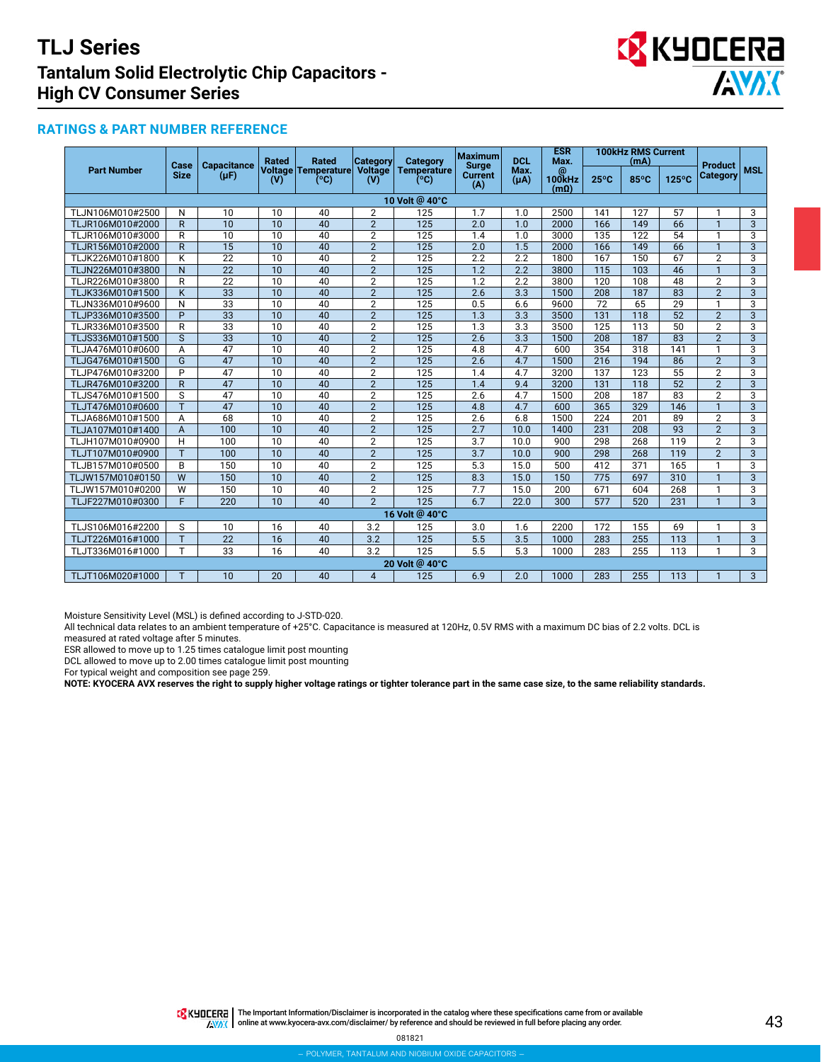# TLJ Series

## Tantalum Solid Electrolytic Chip Capacitors - High CV Consumer Series

### RATINGS & PART NUMBER REFERENCE

| Part Number | Case Size | Capacitance (µF) | Rated Voltage (V) | Rated Temperature (°C) | Category Voltage (V) | Category Temperature (°C) | Maximum Surge Current (A) | DCL Max. (µA) | ESR Max. @ 100kHz (mΩ) | 100kHz RMS Current (mA) | | | Product Category | MSL |
|---|---|---|---|---|---|---|---|---|---|---|---|---|---|---|
| | | | | | | | | | | 25°C | 85°C | 125°C | | |
| **10 Volt @ 40°C** | | | | | | | | | | | | | | |
| TLJN106M010#2500 | N | 10 | 10 | 40 | 2 | 125 | 1.7 | 1.0 | 2500 | 141 | 127 | 57 | 1 | 3 |
| TLJR106M010#2000 | R | 10 | 10 | 40 | 2 | 125 | 2.0 | 1.0 | 2000 | 166 | 149 | 66 | 1 | 3 |
| TLJR106M010#3000 | R | 10 | 10 | 40 | 2 | 125 | 1.4 | 1.0 | 3000 | 135 | 122 | 54 | 1 | 3 |
| TLJR156M010#2000 | R | 15 | 10 | 40 | 2 | 125 | 2.0 | 1.5 | 2000 | 166 | 149 | 66 | 1 | 3 |
| TLJK226M010#1800 | K | 22 | 10 | 40 | 2 | 125 | 2.2 | 2.2 | 1800 | 167 | 150 | 67 | 2 | 3 |
| TLJN226M010#3800 | N | 22 | 10 | 40 | 2 | 125 | 1.2 | 2.2 | 3800 | 115 | 103 | 46 | 1 | 3 |
| TLJR226M010#3800 | R | 22 | 10 | 40 | 2 | 125 | 1.2 | 2.2 | 3800 | 120 | 108 | 48 | 2 | 3 |
| TLJK336M010#1500 | K | 33 | 10 | 40 | 2 | 125 | 2.6 | 3.3 | 1500 | 208 | 187 | 83 | 2 | 3 |
| TLJN336M010#9600 | N | 33 | 10 | 40 | 2 | 125 | 0.5 | 6.6 | 9600 | 72 | 65 | 29 | 1 | 3 |
| TLJP336M010#3500 | P | 33 | 10 | 40 | 2 | 125 | 1.3 | 3.3 | 3500 | 131 | 118 | 52 | 2 | 3 |
| TLJR336M010#3500 | R | 33 | 10 | 40 | 2 | 125 | 1.3 | 3.3 | 3500 | 125 | 113 | 50 | 2 | 3 |
| TLJS336M010#1500 | S | 33 | 10 | 40 | 2 | 125 | 2.6 | 3.3 | 1500 | 208 | 187 | 83 | 2 | 3 |
| TLJA476M010#0600 | A | 47 | 10 | 40 | 2 | 125 | 4.8 | 4.7 | 600 | 354 | 318 | 141 | 1 | 3 |
| TLJG476M010#1500 | G | 47 | 10 | 40 | 2 | 125 | 2.6 | 4.7 | 1500 | 216 | 194 | 86 | 2 | 3 |
| TLJP476M010#3200 | P | 47 | 10 | 40 | 2 | 125 | 1.4 | 4.7 | 3200 | 137 | 123 | 55 | 2 | 3 |
| TLJR476M010#3200 | R | 47 | 10 | 40 | 2 | 125 | 1.4 | 9.4 | 3200 | 131 | 118 | 52 | 2 | 3 |
| TLJS476M010#1500 | S | 47 | 10 | 40 | 2 | 125 | 2.6 | 4.7 | 1500 | 208 | 187 | 83 | 2 | 3 |
| TLJT476M010#0600 | T | 47 | 10 | 40 | 2 | 125 | 4.8 | 4.7 | 600 | 365 | 329 | 146 | 1 | 3 |
| TLJA686M010#1500 | A | 68 | 10 | 40 | 2 | 125 | 2.6 | 6.8 | 1500 | 224 | 201 | 89 | 2 | 3 |
| TLJA107M010#1400 | A | 100 | 10 | 40 | 2 | 125 | 2.7 | 10.0 | 1400 | 231 | 208 | 93 | 2 | 3 |
| TLJH107M010#0900 | H | 100 | 10 | 40 | 2 | 125 | 3.7 | 10.0 | 900 | 298 | 268 | 119 | 2 | 3 |
| TLJT107M010#0900 | T | 100 | 10 | 40 | 2 | 125 | 3.7 | 10.0 | 900 | 298 | 268 | 119 | 2 | 3 |
| TLJB157M010#0500 | B | 150 | 10 | 40 | 2 | 125 | 5.3 | 15.0 | 500 | 412 | 371 | 165 | 1 | 3 |
| TLJW157M010#0150 | W | 150 | 10 | 40 | 2 | 125 | 8.3 | 15.0 | 150 | 775 | 697 | 310 | 1 | 3 |
| TLJW157M010#0200 | W | 150 | 10 | 40 | 2 | 125 | 7.7 | 15.0 | 200 | 671 | 604 | 268 | 1 | 3 |
| TLJF227M010#0300 | F | 220 | 10 | 40 | 2 | 125 | 6.7 | 22.0 | 300 | 577 | 520 | 231 | 1 | 3 |
| **16 Volt @ 40°C** | | | | | | | | | | | | | | |
| TLJS106M016#2200 | S | 10 | 16 | 40 | 3.2 | 125 | 3.0 | 1.6 | 2200 | 172 | 155 | 69 | 1 | 3 |
| TLJT226M016#1000 | T | 22 | 16 | 40 | 3.2 | 125 | 5.5 | 3.5 | 1000 | 283 | 255 | 113 | 1 | 3 |
| TLJT336M016#1000 | T | 33 | 16 | 40 | 3.2 | 125 | 5.5 | 5.3 | 1000 | 283 | 255 | 113 | 1 | 3 |
| **20 Volt @ 40°C** | | | | | | | | | | | | | | |
| TLJT106M020#1000 | T | 10 | 20 | 40 | 4 | 125 | 6.9 | 2.0 | 1000 | 283 | 255 | 113 | 1 | 3 |

Moisture Sensitivity Level (MSL) is defined according to J-STD-020.
All technical data relates to an ambient temperature of +25°C. Capacitance is measured at 120Hz, 0.5V RMS with a maximum DC bias of 2.2 volts. DCL is measured at rated voltage after 5 minutes.
ESR allowed to move up to 1.25 times catalogue limit post mounting
DCL allowed to move up to 2.00 times catalogue limit post mounting
For typical weight and composition see page 259.
**NOTE: KYOCERA AVX reserves the right to supply higher voltage ratings or tighter tolerance part in the same case size, to the same reliability standards.**

The Important Information/Disclaimer is incorporated in the catalog where these specifications came from or available online at www.kyocera-avx.com/disclaimer/ by reference and should be reviewed in full before placing any order.

081821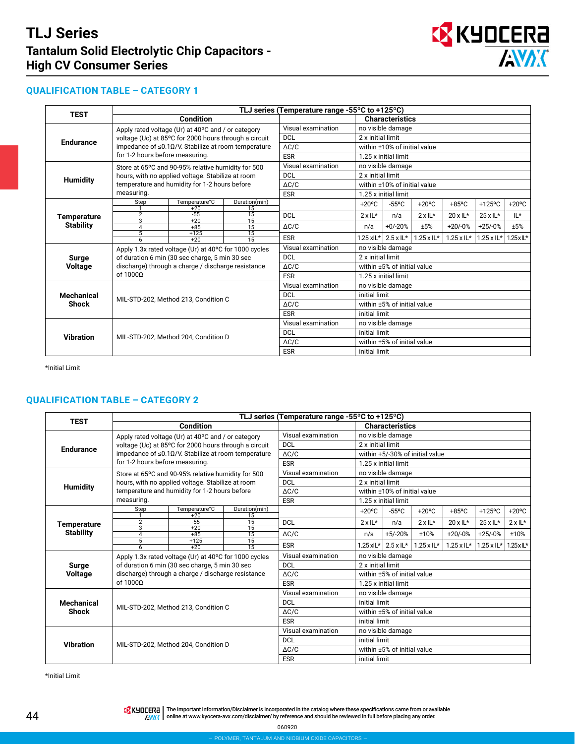# TLJ Series

## Tantalum Solid Electrolytic Chip Capacitors - High CV Consumer Series

### QUALIFICATION TABLE – CATEGORY 1

| TEST | Condition | | | Characteristics | | | | | |
|---|---|---|---|---|---|---|---|---|---|
| | **TLJ series (Temperature range -55°C to +125°C)** | | | | | | | | |
| **Endurance** | Apply rated voltage (Ur) at 40°C and / or category voltage (Uc) at 85°C for 2000 hours through a circuit impedance of ≤0.1Ω/V. Stabilize at room temperature for 1-2 hours before measuring. | | Visual examination | no visible damage | | | | | |
| | | | DCL | 2 x initial limit | | | | | |
| | | | ΔC/C | within ±10% of initial value | | | | | |
| | | | ESR | 1.25 x initial limit | | | | | |
| **Humidity** | Store at 65°C and 90-95% relative humidity for 500 hours, with no applied voltage. Stabilize at room temperature and humidity for 1-2 hours before measuring. | | Visual examination | no visible damage | | | | | |
| | | | DCL | 2 x initial limit | | | | | |
| | | | ΔC/C | within ±10% of initial value | | | | | |
| | | | ESR | 1.25 x initial limit | | | | | |
| **Temperature Stability** | Step | Temperature°C / Duration(min) | | +20°C | -55°C | +20°C | +85°C | +125°C | +20°C |
| | 1 | +20 / 15 | DCL | 2 x IL* | n/a | 2 x IL* | 20 x IL* | 25 x IL* | IL* |
| | 2 | -55 / 15 | ΔC/C | n/a | +0/-20% | ±5% | +20/-0% | +25/-0% | ±5% |
| | 3 | +20 / 15 | ESR | 1.25 xIL* | 2.5 x IL* | 1.25 x IL* | 1.25 x IL* | 1.25 x IL* | 1.25xIL* |
| | 4 | +85 / 15 | | | | | | | |
| | 5 | +125 / 15 | | | | | | | |
| | 6 | +20 / 15 | | | | | | | |
| **Surge Voltage** | Apply 1.3x rated voltage (Ur) at 40°C for 1000 cycles of duration 6 min (30 sec charge, 5 min 30 sec discharge) through a charge / discharge resistance of 1000Ω | | Visual examination | no visible damage | | | | | |
| | | | DCL | 2 x initial limit | | | | | |
| | | | ΔC/C | within ±5% of initial value | | | | | |
| | | | ESR | 1.25 x initial limit | | | | | |
| **Mechanical Shock** | MIL-STD-202, Method 213, Condition C | | Visual examination | no visible damage | | | | | |
| | | | DCL | initial limit | | | | | |
| | | | ΔC/C | within ±5% of initial value | | | | | |
| | | | ESR | initial limit | | | | | |
| **Vibration** | MIL-STD-202, Method 204, Condition D | | Visual examination | no visible damage | | | | | |
| | | | DCL | initial limit | | | | | |
| | | | ΔC/C | within ±5% of initial value | | | | | |
| | | | ESR | initial limit | | | | | |

*Initial Limit

### QUALIFICATION TABLE – CATEGORY 2

| TEST | Condition | | | Characteristics | | | | | |
|---|---|---|---|---|---|---|---|---|---|
| | **TLJ series (Temperature range -55°C to +125°C)** | | | | | | | | |
| **Endurance** | Apply rated voltage (Ur) at 40°C and / or category voltage (Uc) at 85°C for 2000 hours through a circuit impedance of ≤0.1Ω/V. Stabilize at room temperature for 1-2 hours before measuring. | | Visual examination | no visible damage | | | | | |
| | | | DCL | 2 x initial limit | | | | | |
| | | | ΔC/C | within +5/-30% of initial value | | | | | |
| | | | ESR | 1.25 x initial limit | | | | | |
| **Humidity** | Store at 65°C and 90-95% relative humidity for 500 hours, with no applied voltage. Stabilize at room temperature and humidity for 1-2 hours before measuring. | | Visual examination | no visible damage | | | | | |
| | | | DCL | 2 x initial limit | | | | | |
| | | | ΔC/C | within ±10% of initial value | | | | | |
| | | | ESR | 1.25 x initial limit | | | | | |
| **Temperature Stability** | Step | Temperature°C / Duration(min) | | +20°C | -55°C | +20°C | +85°C | +125°C | +20°C |
| | 1 | +20 / 15 | DCL | 2 x IL* | n/a | 2 x IL* | 20 x IL* | 25 x IL* | 2 x IL* |
| | 2 | -55 / 15 | ΔC/C | n/a | +5/-20% | ±10% | +20/-0% | +25/-0% | ±10% |
| | 3 | +20 / 15 | ESR | 1.25 xIL* | 2.5 x IL* | 1.25 x IL* | 1.25 x IL* | 1.25 x IL* | 1.25xIL* |
| | 4 | +85 / 15 | | | | | | | |
| | 5 | +125 / 15 | | | | | | | |
| | 6 | +20 / 15 | | | | | | | |
| **Surge Voltage** | Apply 1.3x rated voltage (Ur) at 40°C for 1000 cycles of duration 6 min (30 sec charge, 5 min 30 sec discharge) through a charge / discharge resistance of 1000Ω | | Visual examination | no visible damage | | | | | |
| | | | DCL | 2 x initial limit | | | | | |
| | | | ΔC/C | within ±5% of initial value | | | | | |
| | | | ESR | 1.25 x initial limit | | | | | |
| **Mechanical Shock** | MIL-STD-202, Method 213, Condition C | | Visual examination | no visible damage | | | | | |
| | | | DCL | initial limit | | | | | |
| | | | ΔC/C | within ±5% of initial value | | | | | |
| | | | ESR | initial limit | | | | | |
| **Vibration** | MIL-STD-202, Method 204, Condition D | | Visual examination | no visible damage | | | | | |
| | | | DCL | initial limit | | | | | |
| | | | ΔC/C | within ±5% of initial value | | | | | |
| | | | ESR | initial limit | | | | | |

*Initial Limit

The Important Information/Disclaimer is incorporated in the catalog where these specifications came from or available online at www.kyocera-avx.com/disclaimer/ by reference and should be reviewed in full before placing any order.

060920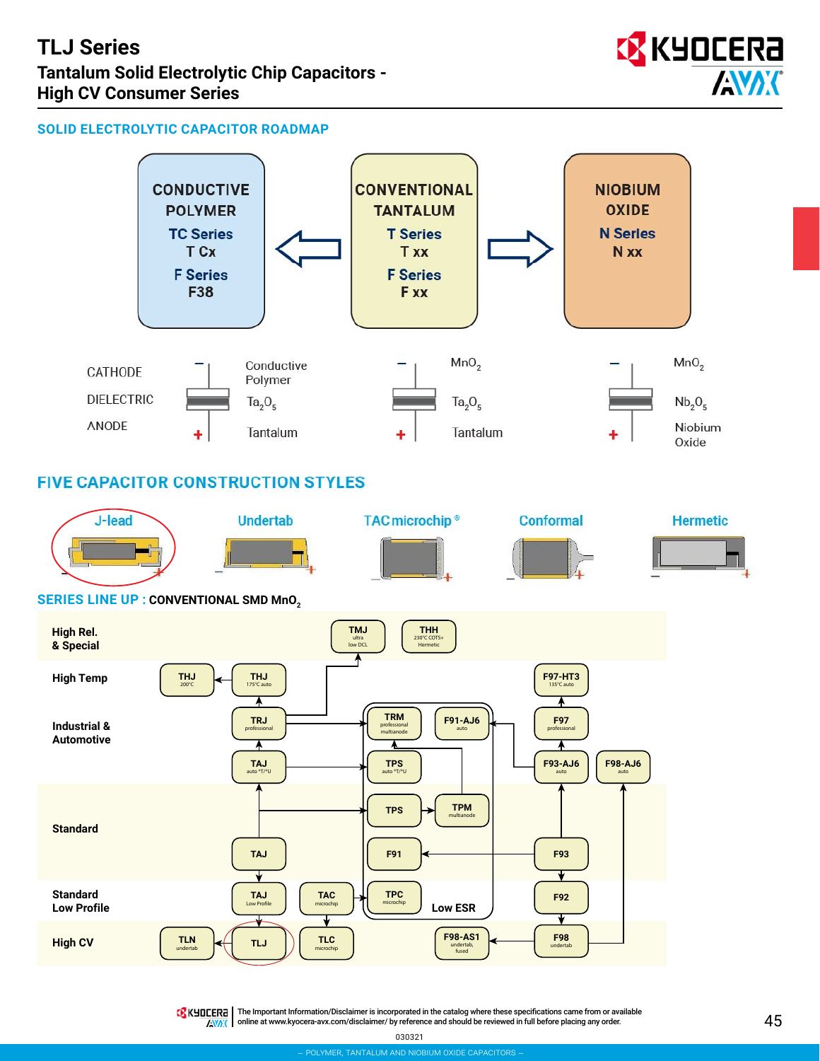# TLJ Series

## Tantalum Solid Electrolytic Chip Capacitors - High CV Consumer Series

### SOLID ELECTROLYTIC CAPACITOR ROADMAP

CONDUCTIVE POLYMER
TC Series
T Cx
F Series
F38

CONVENTIONAL TANTALUM
T Series
T xx
F Series
F xx

NIOBIUM OXIDE
N Series
N xx

CATHODE
DIELECTRIC
ANODE

Conductive Polymer
$Ta_2O_5$
Tantalum

$MnO_2$
$Ta_2O_5$
Tantalum

$MnO_2$
$Nb_2O_5$
Niobium Oxide

### FIVE CAPACITOR CONSTRUCTION STYLES

J-lead
Undertab
TAC microchip ®
Conformal
Hermetic

### SERIES LINE UP : CONVENTIONAL SMD $MnO_2$

High Rel. & Special
TMJ ultra low DCL
THH 230°C COTS+ Hermetic

High Temp
THJ 200°C
THJ 175°C auto
F97-HT3 135°C auto

Industrial & Automotive
TRJ professional
TRM professional multianode
F91-AJ6 auto
F97 professional
TAJ auto *T/*U
TPS auto *T/*U
F93-AJ6 auto
F98-AJ6 auto

Standard
TPS
TPM multianode
TAJ
F91
F93

Standard Low Profile
TAJ Low Profile
TAC microchip
TPC microchip
Low ESR
F92

High CV
TLN undertab
TLJ
TLC microchip
F98-AS1 undertab, fused
F98 undertab

The Important Information/Disclaimer is incorporated in the catalog where these specifications came from or available online at www.kyocera-avx.com/disclaimer/ by reference and should be reviewed in full before placing any order.

030321